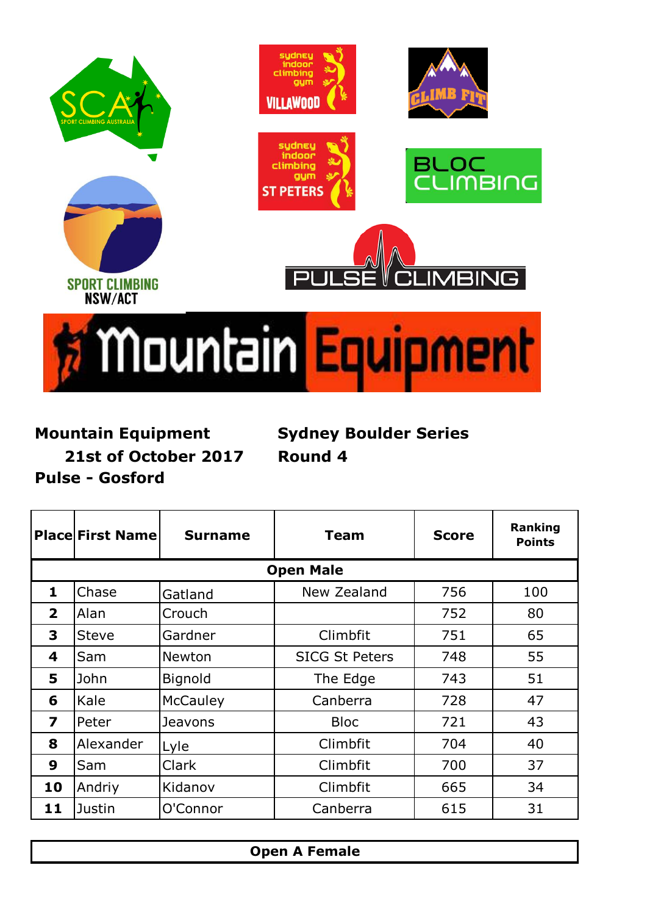**Mountain Equipment Sydney Boulder Series**

**21st of October 2017 Round 4**

**Pulse - Gosford**

| Place | First Name | Surname | Team | Score | Ranking Points |
|---|---|---|---|---|---|
| **Open Male** | | | | | |
| **1** | Chase | Gatland | New Zealand | 756 | 100 |
| **2** | Alan | Crouch | | 752 | 80 |
| **3** | Steve | Gardner | Climbfit | 751 | 65 |
| **4** | Sam | Newton | SICG St Peters | 748 | 55 |
| **5** | John | Bignold | The Edge | 743 | 51 |
| **6** | Kale | McCauley | Canberra | 728 | 47 |
| **7** | Peter | Jeavons | Bloc | 721 | 43 |
| **8** | Alexander | Lyle | Climbfit | 704 | 40 |
| **9** | Sam | Clark | Climbfit | 700 | 37 |
| **10** | Andriy | Kidanov | Climbfit | 665 | 34 |
| **11** | Justin | O'Connor | Canberra | 615 | 31 |

**Open A Female**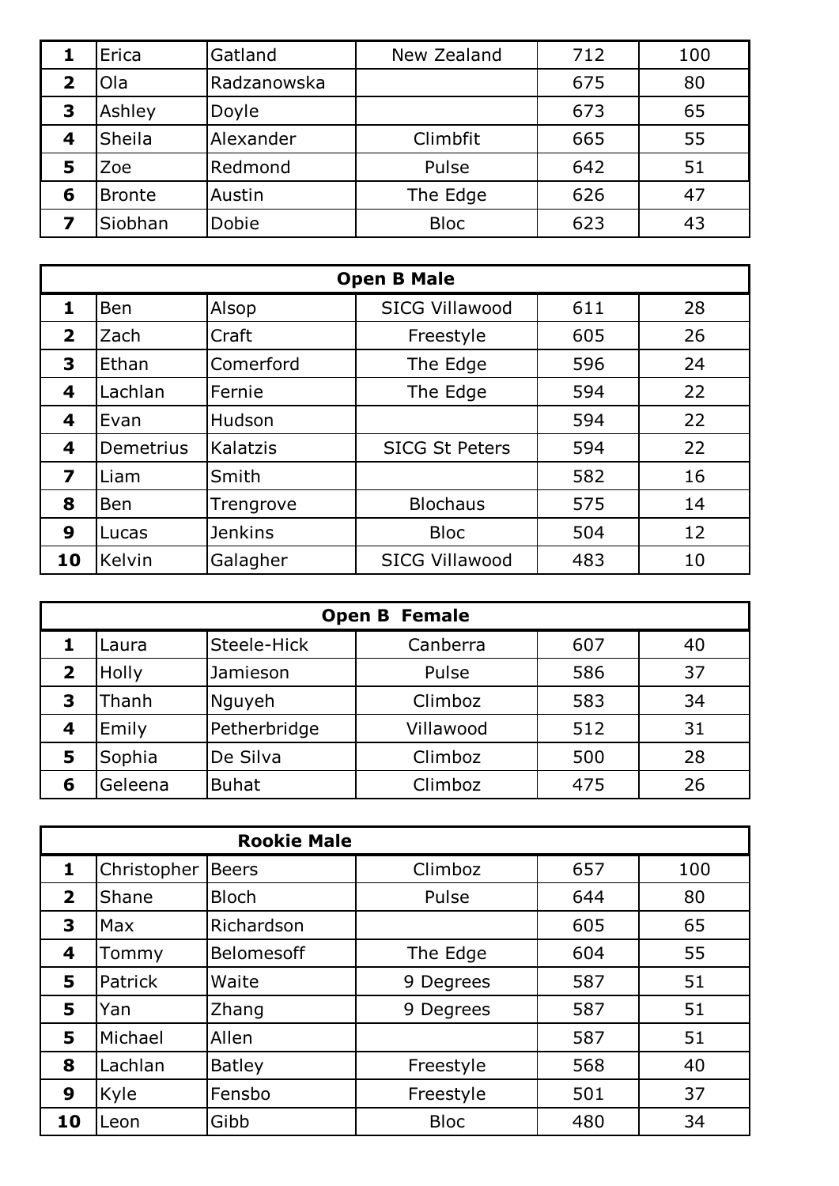| | | | | | |
|---|---|---|---|---|---|
| **1** | Erica | Gatland | New Zealand | 712 | 100 |
| **2** | Ola | Radzanowska | | 675 | 80 |
| **3** | Ashley | Doyle | | 673 | 65 |
| **4** | Sheila | Alexander | Climbfit | 665 | 55 |
| **5** | Zoe | Redmond | Pulse | 642 | 51 |
| **6** | Bronte | Austin | The Edge | 626 | 47 |
| **7** | Siobhan | Dobie | Bloc | 623 | 43 |

| **Open B Male** | | | | | |
|---|---|---|---|---|---|
| **1** | Ben | Alsop | SICG Villawood | 611 | 28 |
| **2** | Zach | Craft | Freestyle | 605 | 26 |
| **3** | Ethan | Comerford | The Edge | 596 | 24 |
| **4** | Lachlan | Fernie | The Edge | 594 | 22 |
| **4** | Evan | Hudson | | 594 | 22 |
| **4** | Demetrius | Kalatzis | SICG St Peters | 594 | 22 |
| **7** | Liam | Smith | | 582 | 16 |
| **8** | Ben | Trengrove | Blochaus | 575 | 14 |
| **9** | Lucas | Jenkins | Bloc | 504 | 12 |
| **10** | Kelvin | Galagher | SICG Villawood | 483 | 10 |

| **Open B Female** | | | | | |
|---|---|---|---|---|---|
| **1** | Laura | Steele-Hick | Canberra | 607 | 40 |
| **2** | Holly | Jamieson | Pulse | 586 | 37 |
| **3** | Thanh | Nguyeh | Climboz | 583 | 34 |
| **4** | Emily | Petherbridge | Villawood | 512 | 31 |
| **5** | Sophia | De Silva | Climboz | 500 | 28 |
| **6** | Geleena | Buhat | Climboz | 475 | 26 |

| **Rookie Male** | | | | | |
|---|---|---|---|---|---|
| **1** | Christopher | Beers | Climboz | 657 | 100 |
| **2** | Shane | Bloch | Pulse | 644 | 80 |
| **3** | Max | Richardson | | 605 | 65 |
| **4** | Tommy | Belomesoff | The Edge | 604 | 55 |
| **5** | Patrick | Waite | 9 Degrees | 587 | 51 |
| **5** | Yan | Zhang | 9 Degrees | 587 | 51 |
| **5** | Michael | Allen | | 587 | 51 |
| **8** | Lachlan | Batley | Freestyle | 568 | 40 |
| **9** | Kyle | Fensbo | Freestyle | 501 | 37 |
| **10** | Leon | Gibb | Bloc | 480 | 34 |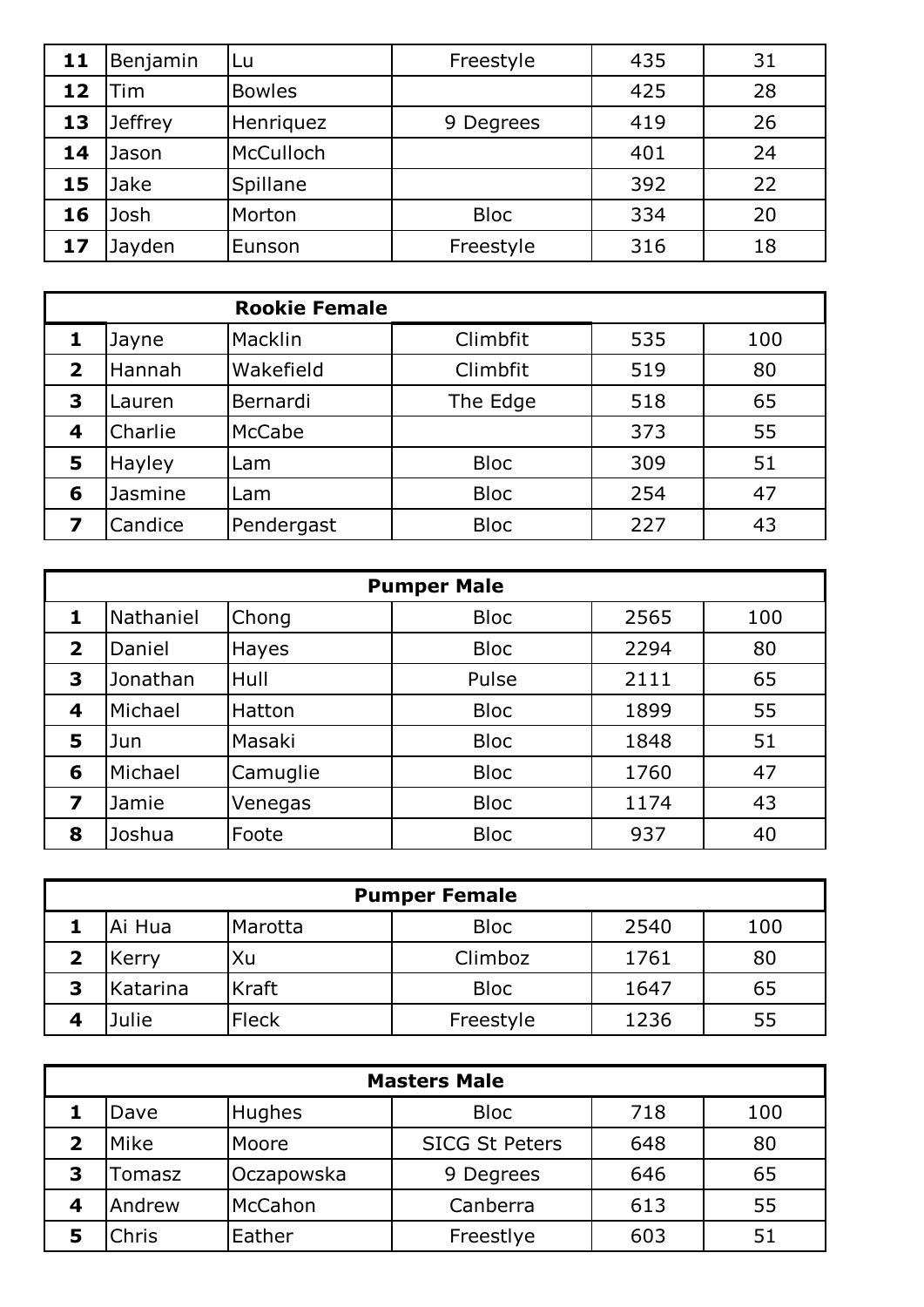| | | | | | |
|---|---|---|---|---|---|
| **11** | Benjamin | Lu | Freestyle | 435 | 31 |
| **12** | Tim | Bowles | | 425 | 28 |
| **13** | Jeffrey | Henriquez | 9 Degrees | 419 | 26 |
| **14** | Jason | McCulloch | | 401 | 24 |
| **15** | Jake | Spillane | | 392 | 22 |
| **16** | Josh | Morton | Bloc | 334 | 20 |
| **17** | Jayden | Eunson | Freestyle | 316 | 18 |

| **Rookie Female** | | | | | |
|---|---|---|---|---|---|
| **1** | Jayne | Macklin | Climbfit | 535 | 100 |
| **2** | Hannah | Wakefield | Climbfit | 519 | 80 |
| **3** | Lauren | Bernardi | The Edge | 518 | 65 |
| **4** | Charlie | McCabe | | 373 | 55 |
| **5** | Hayley | Lam | Bloc | 309 | 51 |
| **6** | Jasmine | Lam | Bloc | 254 | 47 |
| **7** | Candice | Pendergast | Bloc | 227 | 43 |

| **Pumper Male** | | | | | |
|---|---|---|---|---|---|
| **1** | Nathaniel | Chong | Bloc | 2565 | 100 |
| **2** | Daniel | Hayes | Bloc | 2294 | 80 |
| **3** | Jonathan | Hull | Pulse | 2111 | 65 |
| **4** | Michael | Hatton | Bloc | 1899 | 55 |
| **5** | Jun | Masaki | Bloc | 1848 | 51 |
| **6** | Michael | Camuglie | Bloc | 1760 | 47 |
| **7** | Jamie | Venegas | Bloc | 1174 | 43 |
| **8** | Joshua | Foote | Bloc | 937 | 40 |

| **Pumper Female** | | | | | |
|---|---|---|---|---|---|
| **1** | Ai Hua | Marotta | Bloc | 2540 | 100 |
| **2** | Kerry | Xu | Climboz | 1761 | 80 |
| **3** | Katarina | Kraft | Bloc | 1647 | 65 |
| **4** | Julie | Fleck | Freestyle | 1236 | 55 |

| **Masters Male** | | | | | |
|---|---|---|---|---|---|
| **1** | Dave | Hughes | Bloc | 718 | 100 |
| **2** | Mike | Moore | SICG St Peters | 648 | 80 |
| **3** | Tomasz | Oczapowska | 9 Degrees | 646 | 65 |
| **4** | Andrew | McCahon | Canberra | 613 | 55 |
| **5** | Chris | Eather | Freestlye | 603 | 51 |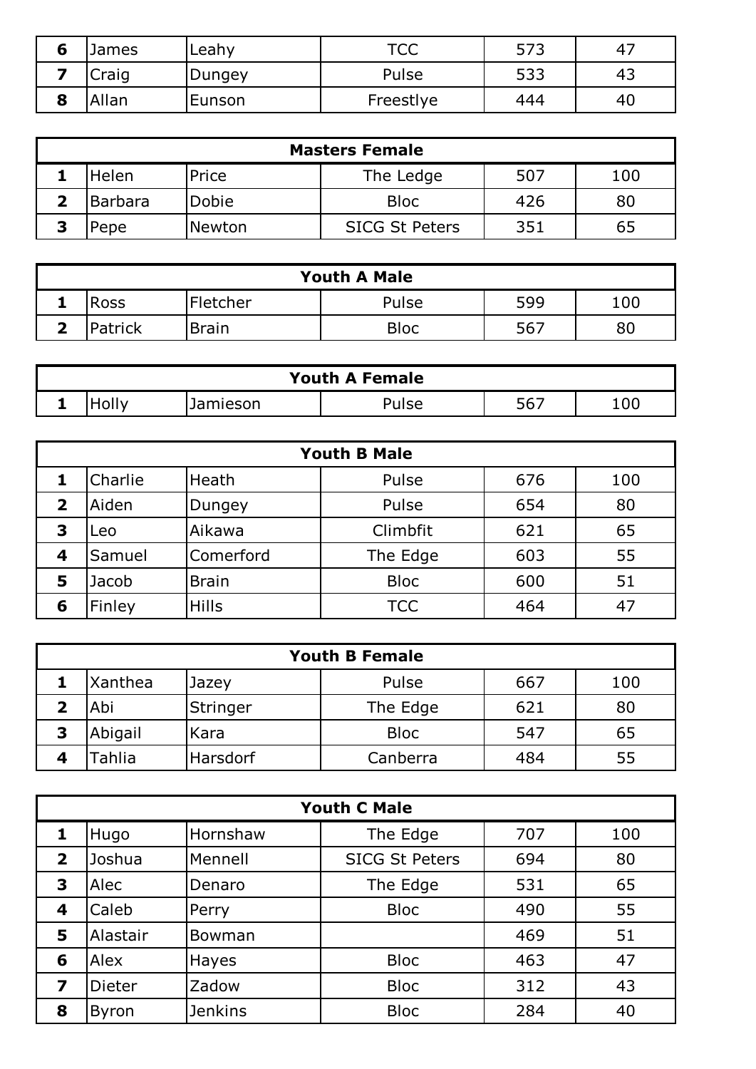| | | | | | |
|---|---|---|---|---|---|
| **6** | James | Leahy | TCC | 573 | 47 |
| **7** | Craig | Dungey | Pulse | 533 | 43 |
| **8** | Allan | Eunson | Freestlye | 444 | 40 |

| **Masters Female** | | | | | |
|---|---|---|---|---|---|
| **1** | Helen | Price | The Ledge | 507 | 100 |
| **2** | Barbara | Dobie | Bloc | 426 | 80 |
| **3** | Pepe | Newton | SICG St Peters | 351 | 65 |

| **Youth A Male** | | | | | |
|---|---|---|---|---|---|
| **1** | Ross | Fletcher | Pulse | 599 | 100 |
| **2** | Patrick | Brain | Bloc | 567 | 80 |

| **Youth A Female** | | | | | |
|---|---|---|---|---|---|
| **1** | Holly | Jamieson | Pulse | 567 | 100 |

| **Youth B Male** | | | | | |
|---|---|---|---|---|---|
| **1** | Charlie | Heath | Pulse | 676 | 100 |
| **2** | Aiden | Dungey | Pulse | 654 | 80 |
| **3** | Leo | Aikawa | Climbfit | 621 | 65 |
| **4** | Samuel | Comerford | The Edge | 603 | 55 |
| **5** | Jacob | Brain | Bloc | 600 | 51 |
| **6** | Finley | Hills | TCC | 464 | 47 |

| **Youth B Female** | | | | | |
|---|---|---|---|---|---|
| **1** | Xanthea | Jazey | Pulse | 667 | 100 |
| **2** | Abi | Stringer | The Edge | 621 | 80 |
| **3** | Abigail | Kara | Bloc | 547 | 65 |
| **4** | Tahlia | Harsdorf | Canberra | 484 | 55 |

| **Youth C Male** | | | | | |
|---|---|---|---|---|---|
| **1** | Hugo | Hornshaw | The Edge | 707 | 100 |
| **2** | Joshua | Mennell | SICG St Peters | 694 | 80 |
| **3** | Alec | Denaro | The Edge | 531 | 65 |
| **4** | Caleb | Perry | Bloc | 490 | 55 |
| **5** | Alastair | Bowman | | 469 | 51 |
| **6** | Alex | Hayes | Bloc | 463 | 47 |
| **7** | Dieter | Zadow | Bloc | 312 | 43 |
| **8** | Byron | Jenkins | Bloc | 284 | 40 |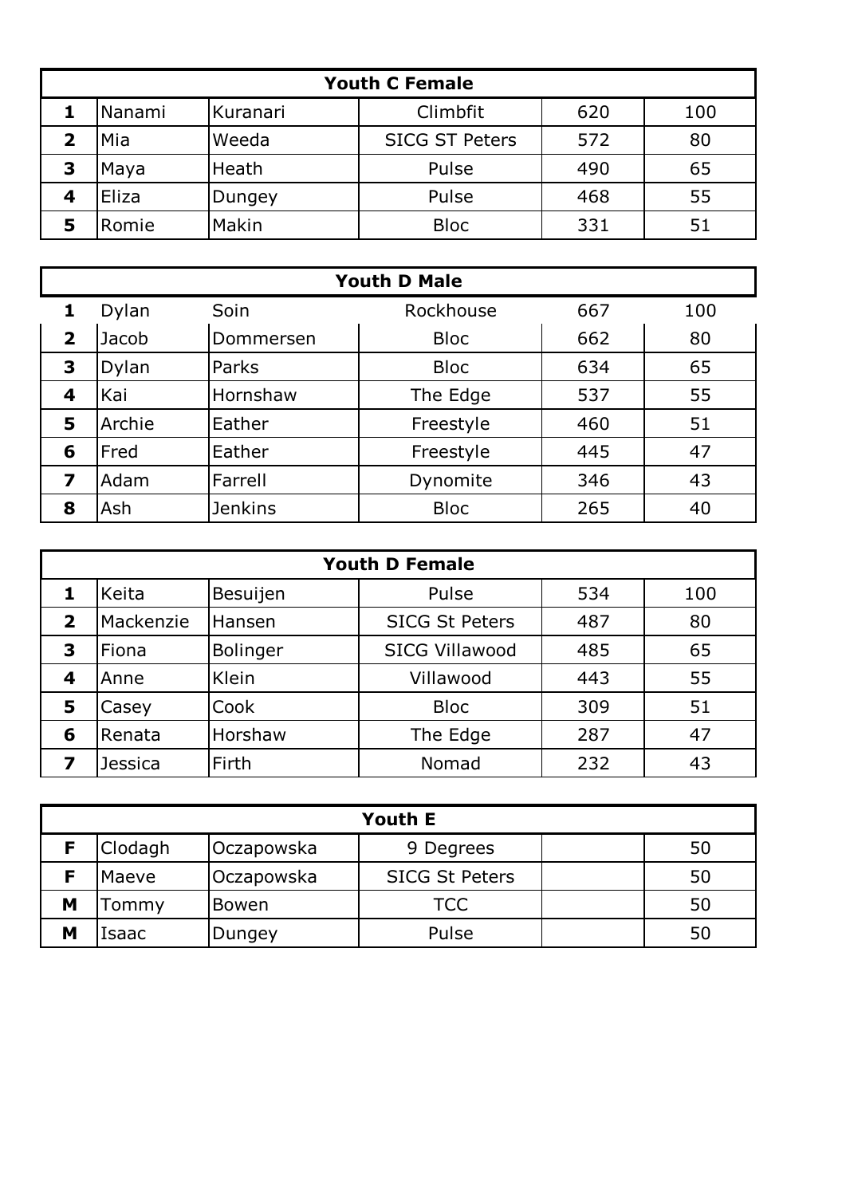| Youth C Female | | | | | |
|---|---|---|---|---|---|
| **1** | Nanami | Kuranari | Climbfit | 620 | 100 |
| **2** | Mia | Weeda | SICG ST Peters | 572 | 80 |
| **3** | Maya | Heath | Pulse | 490 | 65 |
| **4** | Eliza | Dungey | Pulse | 468 | 55 |
| **5** | Romie | Makin | Bloc | 331 | 51 |

| Youth D Male | | | | | |
|---|---|---|---|---|---|
| **1** | Dylan | Soin | Rockhouse | 667 | 100 |
| **2** | Jacob | Dommersen | Bloc | 662 | 80 |
| **3** | Dylan | Parks | Bloc | 634 | 65 |
| **4** | Kai | Hornshaw | The Edge | 537 | 55 |
| **5** | Archie | Eather | Freestyle | 460 | 51 |
| **6** | Fred | Eather | Freestyle | 445 | 47 |
| **7** | Adam | Farrell | Dynomite | 346 | 43 |
| **8** | Ash | Jenkins | Bloc | 265 | 40 |

| Youth D Female | | | | | |
|---|---|---|---|---|---|
| **1** | Keita | Besuijen | Pulse | 534 | 100 |
| **2** | Mackenzie | Hansen | SICG St Peters | 487 | 80 |
| **3** | Fiona | Bolinger | SICG Villawood | 485 | 65 |
| **4** | Anne | Klein | Villawood | 443 | 55 |
| **5** | Casey | Cook | Bloc | 309 | 51 |
| **6** | Renata | Horshaw | The Edge | 287 | 47 |
| **7** | Jessica | Firth | Nomad | 232 | 43 |

| Youth E | | | | | |
|---|---|---|---|---|---|
| **F** | Clodagh | Oczapowska | 9 Degrees | | 50 |
| **F** | Maeve | Oczapowska | SICG St Peters | | 50 |
| **M** | Tommy | Bowen | TCC | | 50 |
| **M** | Isaac | Dungey | Pulse | | 50 |